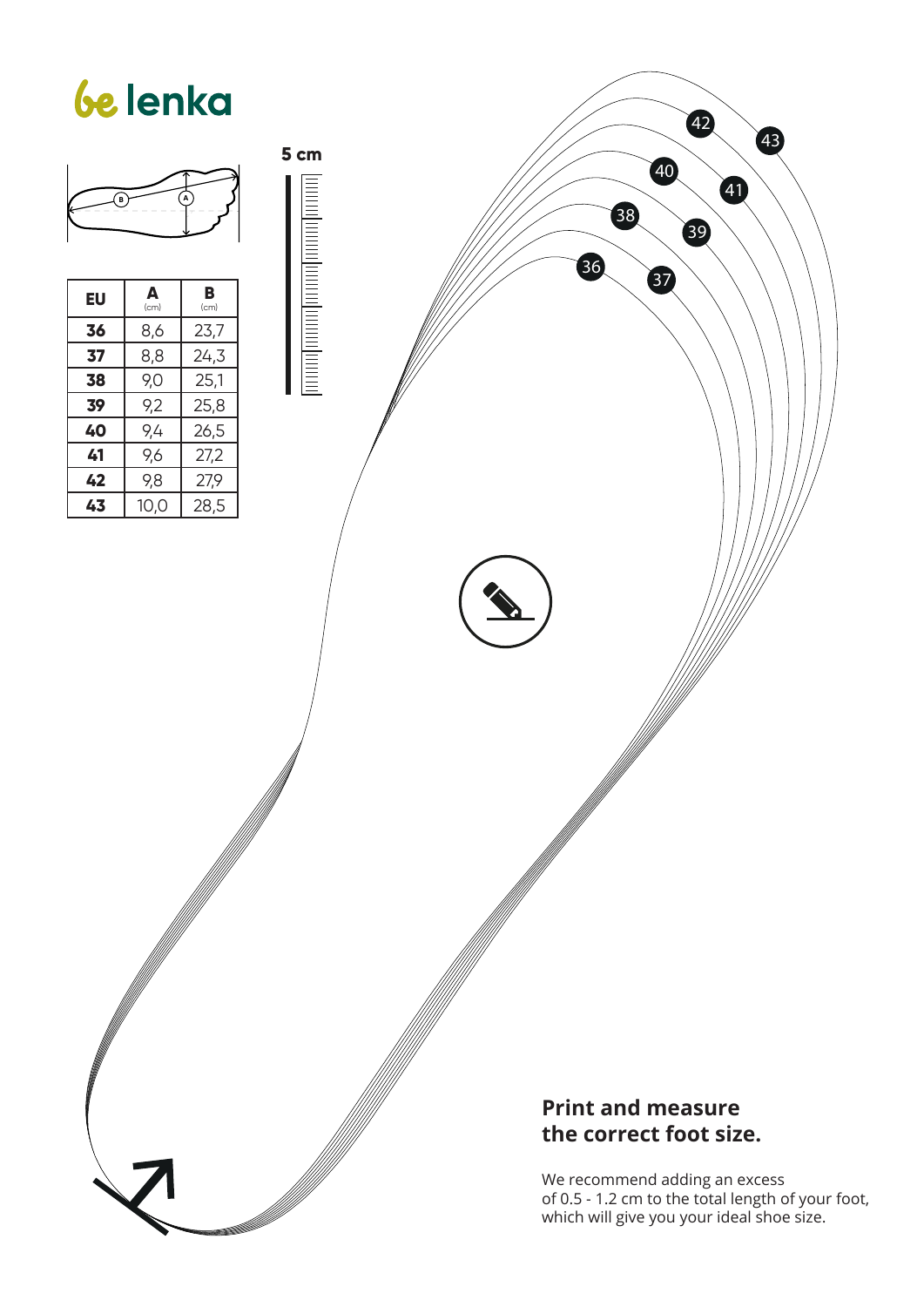be lenka

5 cm

| EU | A (cm) | B (cm) |
|---|---|---|
| **36** | 8,6 | 23,7 |
| **37** | 8,8 | 24,3 |
| **38** | 9,0 | 25,1 |
| **39** | 9,2 | 25,8 |
| **40** | 9,4 | 26,5 |
| **41** | 9,6 | 27,2 |
| **42** | 9,8 | 27,9 |
| **43** | 10,0 | 28,5 |

**Print and measure the correct foot size.**

We recommend adding an excess of 0.5 - 1.2 cm to the total length of your foot, which will give you your ideal shoe size.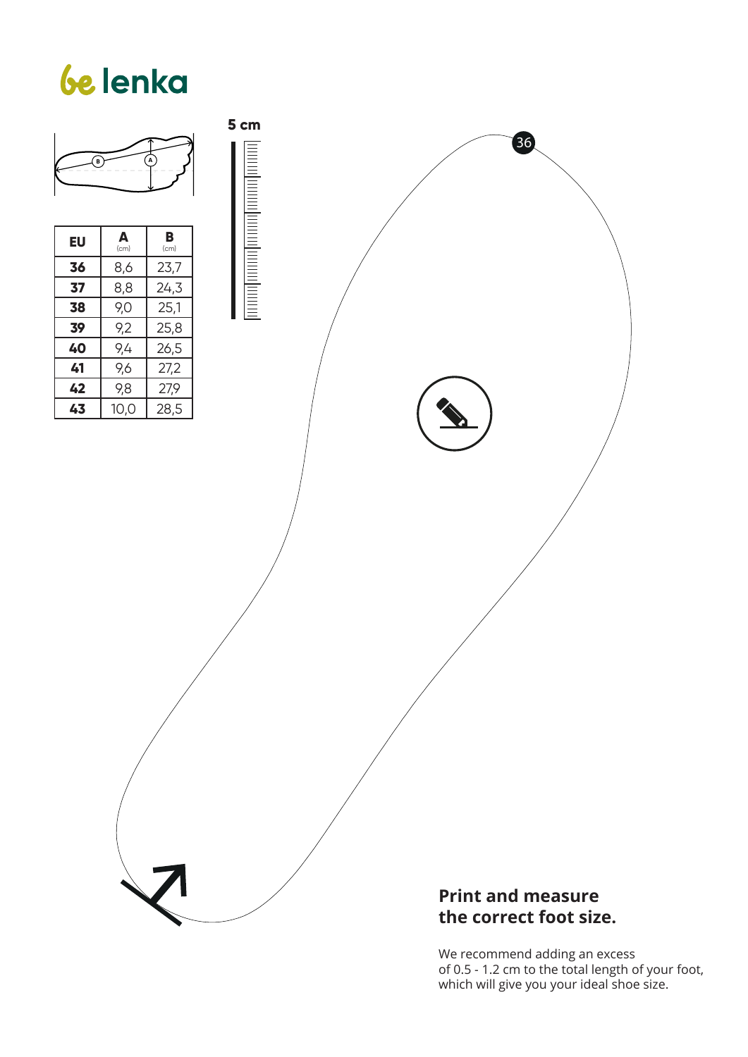be lenka

5 cm

| EU | A (cm) | B (cm) |
|---|---|---|
| 36 | 8,6 | 23,7 |
| 37 | 8,8 | 24,3 |
| 38 | 9,0 | 25,1 |
| 39 | 9,2 | 25,8 |
| 40 | 9,4 | 26,5 |
| 41 | 9,6 | 27,2 |
| 42 | 9,8 | 27,9 |
| 43 | 10,0 | 28,5 |

36

## Print and measure the correct foot size.

We recommend adding an excess of 0.5 - 1.2 cm to the total length of your foot, which will give you your ideal shoe size.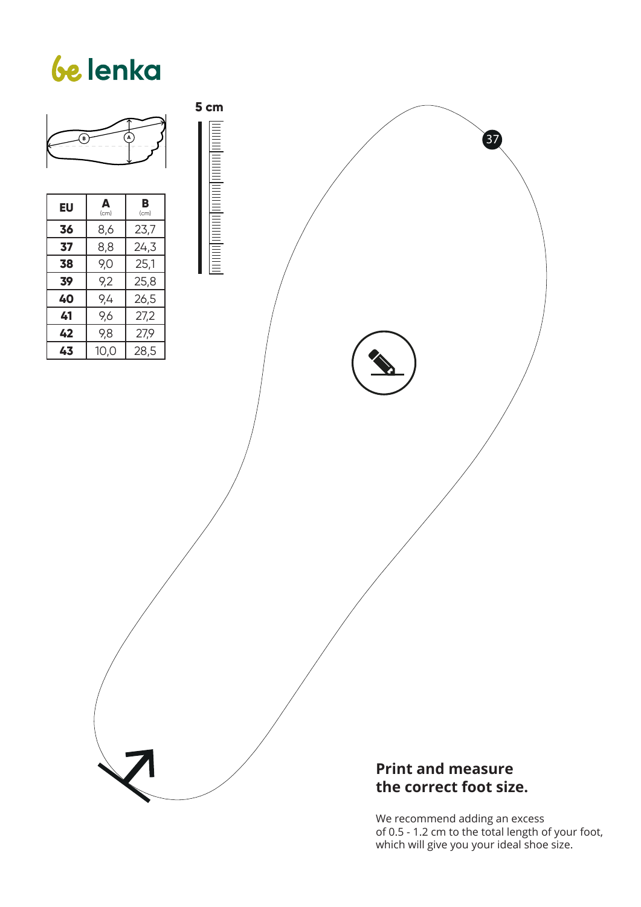be lenka

5 cm

| EU | A (cm) | B (cm) |
|---|---|---|
| **36** | 8,6 | 23,7 |
| **37** | 8,8 | 24,3 |
| **38** | 9,0 | 25,1 |
| **39** | 9,2 | 25,8 |
| **40** | 9,4 | 26,5 |
| **41** | 9,6 | 27,2 |
| **42** | 9,8 | 27,9 |
| **43** | 10,0 | 28,5 |

37

**Print and measure the correct foot size.**

We recommend adding an excess of 0.5 - 1.2 cm to the total length of your foot, which will give you your ideal shoe size.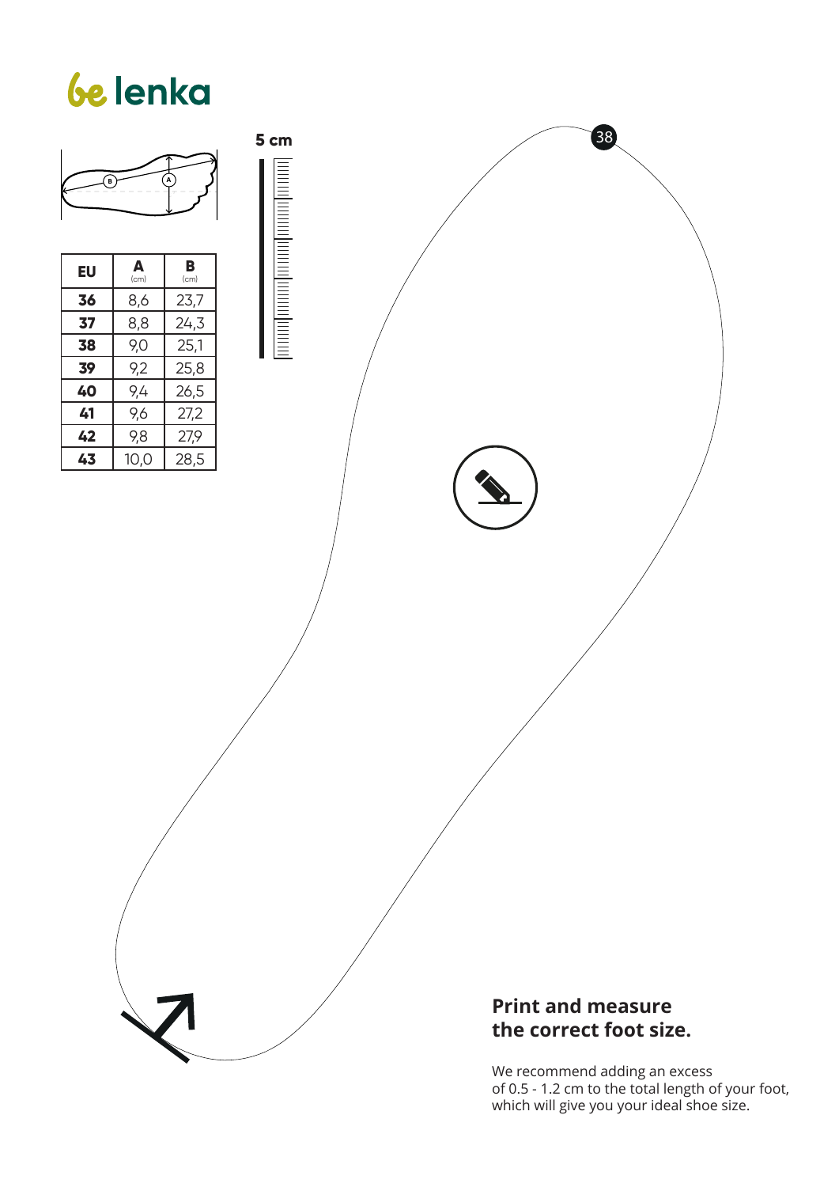be lenka

5 cm

38

| EU | A (cm) | B (cm) |
|---|---|---|
| **36** | 8,6 | 23,7 |
| **37** | 8,8 | 24,3 |
| **38** | 9,0 | 25,1 |
| **39** | 9,2 | 25,8 |
| **40** | 9,4 | 26,5 |
| **41** | 9,6 | 27,2 |
| **42** | 9,8 | 27,9 |
| **43** | 10,0 | 28,5 |

## Print and measure the correct foot size.

We recommend adding an excess of 0.5 - 1.2 cm to the total length of your foot, which will give you your ideal shoe size.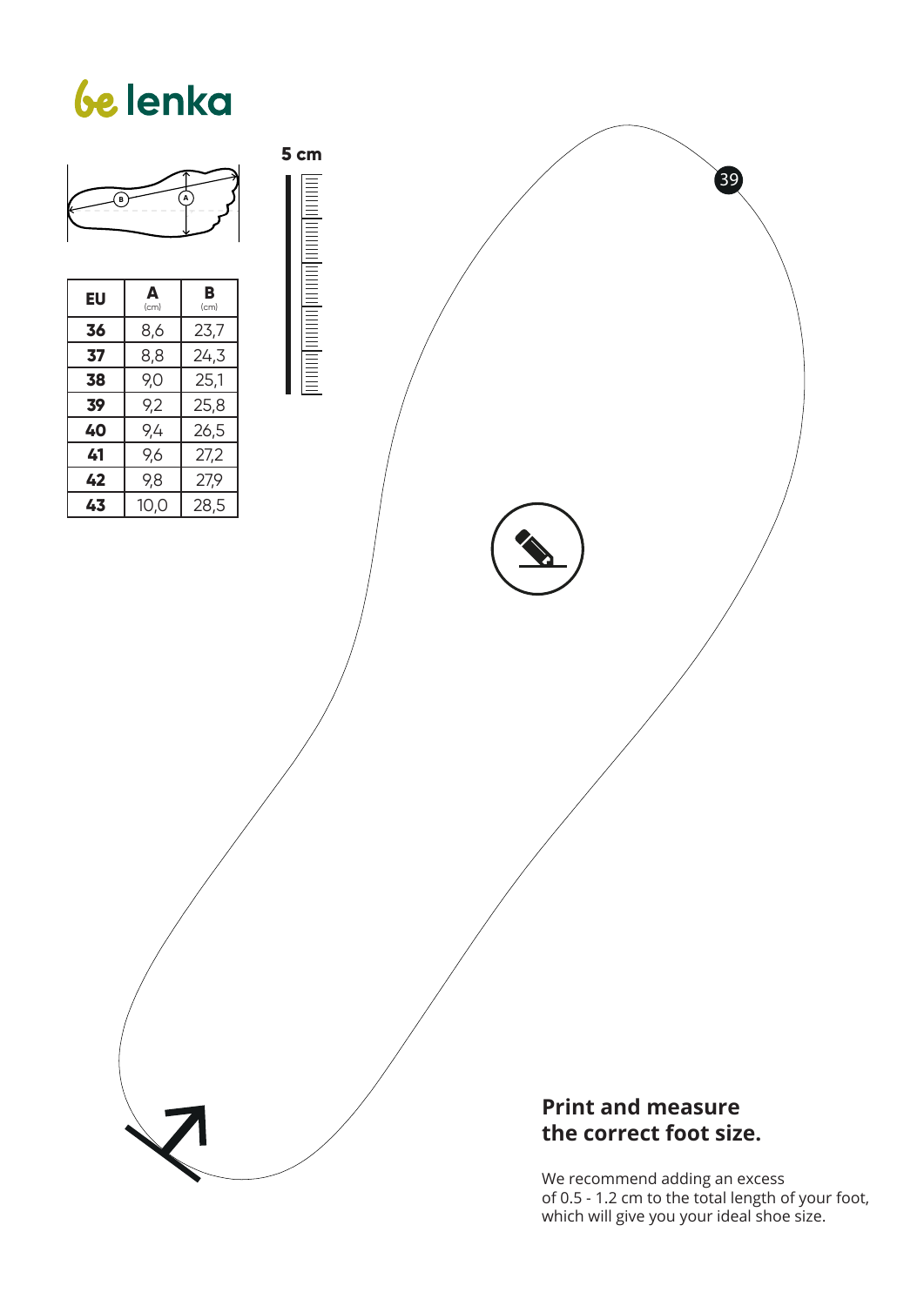# be lenka

5 cm

| EU | A (cm) | B (cm) |
|---|---|---|
| **36** | 8,6 | 23,7 |
| **37** | 8,8 | 24,3 |
| **38** | 9,0 | 25,1 |
| **39** | 9,2 | 25,8 |
| **40** | 9,4 | 26,5 |
| **41** | 9,6 | 27,2 |
| **42** | 9,8 | 27,9 |
| **43** | 10,0 | 28,5 |

39

**Print and measure the correct foot size.**

We recommend adding an excess of 0.5 - 1.2 cm to the total length of your foot, which will give you your ideal shoe size.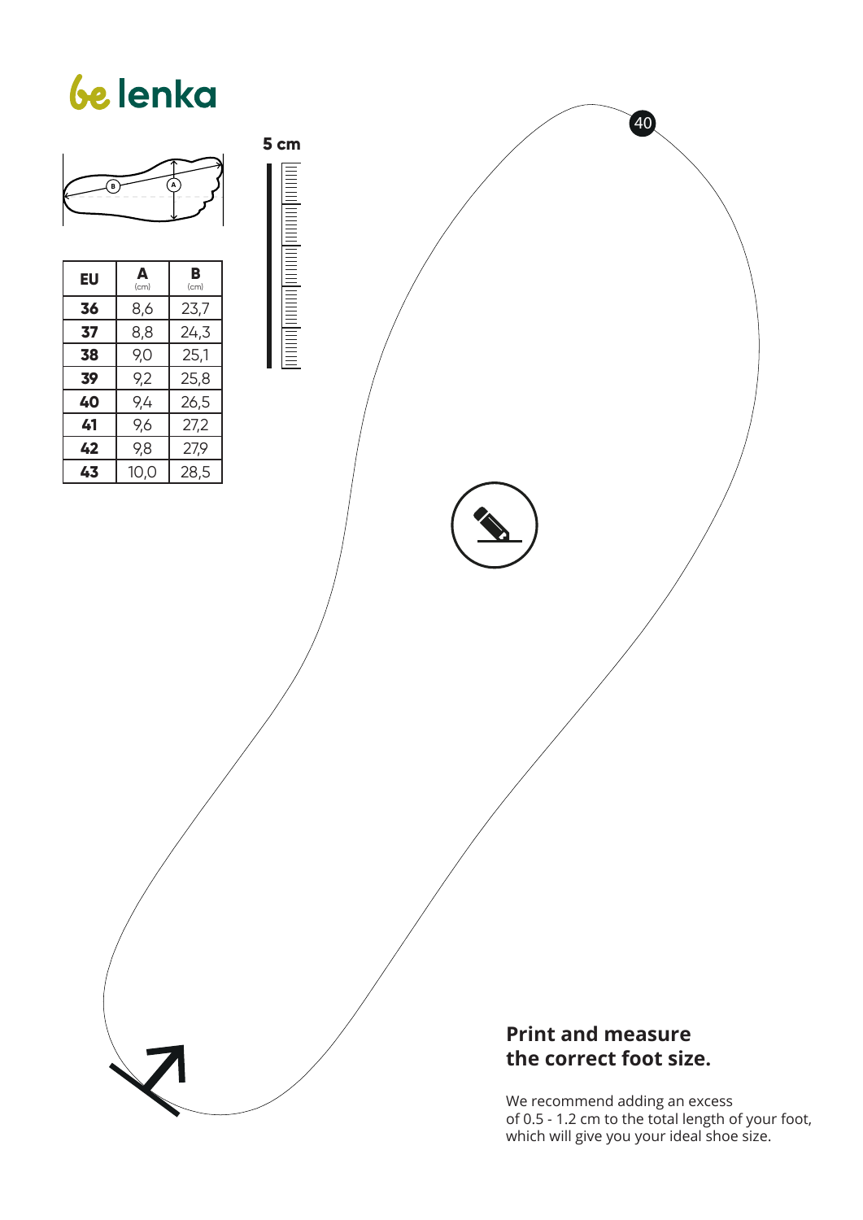be lenka

5 cm

| EU | A (cm) | B (cm) |
|---|---|---|
| **36** | 8,6 | 23,7 |
| **37** | 8,8 | 24,3 |
| **38** | 9,0 | 25,1 |
| **39** | 9,2 | 25,8 |
| **40** | 9,4 | 26,5 |
| **41** | 9,6 | 27,2 |
| **42** | 9,8 | 27,9 |
| **43** | 10,0 | 28,5 |

40

**Print and measure the correct foot size.**

We recommend adding an excess of 0.5 - 1.2 cm to the total length of your foot, which will give you your ideal shoe size.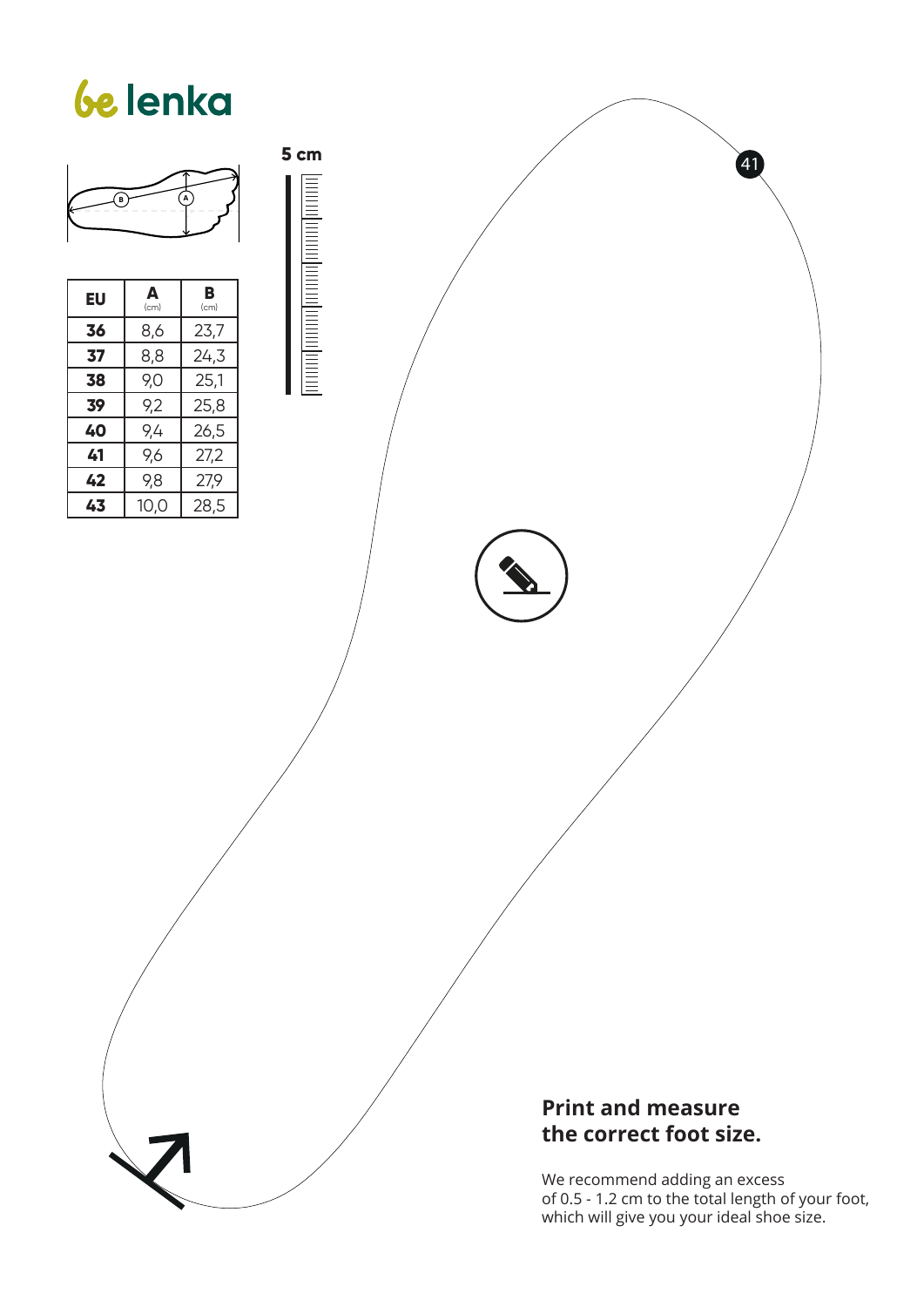# be lenka

5 cm

| EU | A (cm) | B (cm) |
|---|---|---|
| **36** | 8,6 | 23,7 |
| **37** | 8,8 | 24,3 |
| **38** | 9,0 | 25,1 |
| **39** | 9,2 | 25,8 |
| **40** | 9,4 | 26,5 |
| **41** | 9,6 | 27,2 |
| **42** | 9,8 | 27,9 |
| **43** | 10,0 | 28,5 |

41

**Print and measure the correct foot size.**

We recommend adding an excess of 0.5 - 1.2 cm to the total length of your foot, which will give you your ideal shoe size.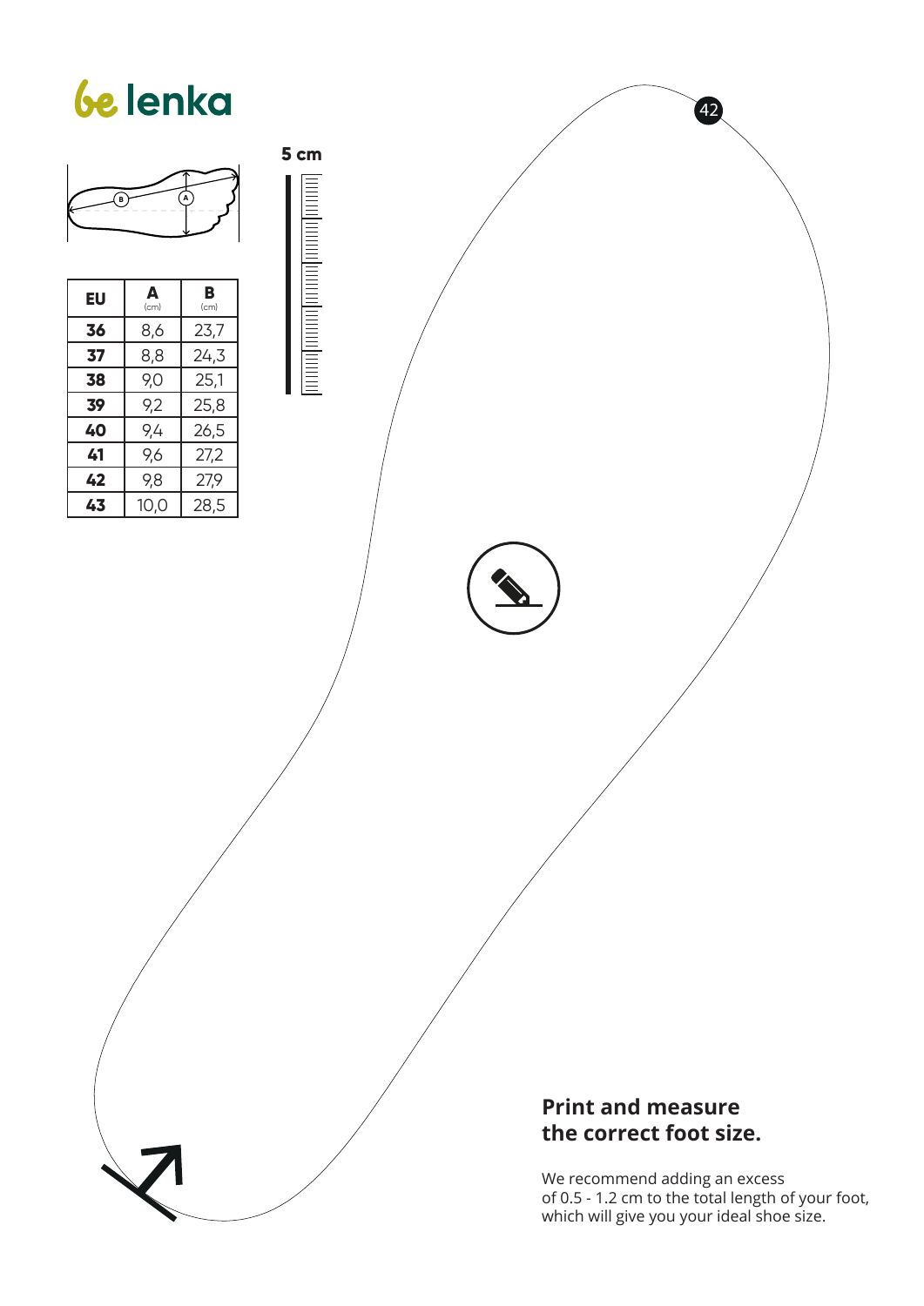be lenka

| EU | A (cm) | B (cm) |
| --- | --- | --- |
| **36** | 8,6 | 23,7 |
| **37** | 8,8 | 24,3 |
| **38** | 9,0 | 25,1 |
| **39** | 9,2 | 25,8 |
| **40** | 9,4 | 26,5 |
| **41** | 9,6 | 27,2 |
| **42** | 9,8 | 27,9 |
| **43** | 10,0 | 28,5 |

**5 cm**

42

## Print and measure the correct foot size.

We recommend adding an excess of 0.5 - 1.2 cm to the total length of your foot, which will give you your ideal shoe size.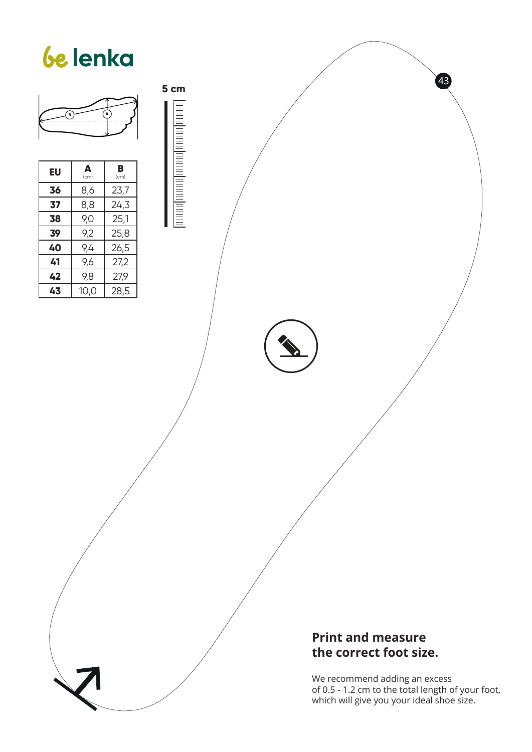be lenka

5 cm

| EU | A (cm) | B (cm) |
|---|---|---|
| **36** | 8,6 | 23,7 |
| **37** | 8,8 | 24,3 |
| **38** | 9,0 | 25,1 |
| **39** | 9,2 | 25,8 |
| **40** | 9,4 | 26,5 |
| **41** | 9,6 | 27,2 |
| **42** | 9,8 | 27,9 |
| **43** | 10,0 | 28,5 |

43

## Print and measure the correct foot size.

We recommend adding an excess of 0.5 - 1.2 cm to the total length of your foot, which will give you your ideal shoe size.